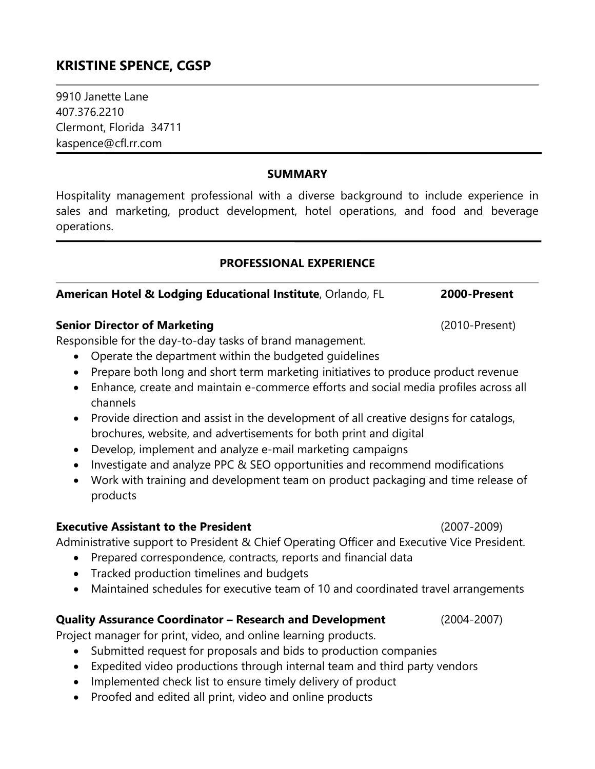# KRISTINE SPENCE, CGSP

9910 Janette Lane
407.376.2210
Clermont, Florida 34711
kaspence@cfl.rr.com

## SUMMARY

Hospitality management professional with a diverse background to include experience in sales and marketing, product development, hotel operations, and food and beverage operations.

## PROFESSIONAL EXPERIENCE

**American Hotel & Lodging Educational Institute**, Orlando, FL **2000-Present**

**Senior Director of Marketing** (2010-Present)

Responsible for the day-to-day tasks of brand management.

- Operate the department within the budgeted guidelines
- Prepare both long and short term marketing initiatives to produce product revenue
- Enhance, create and maintain e-commerce efforts and social media profiles across all channels
- Provide direction and assist in the development of all creative designs for catalogs, brochures, website, and advertisements for both print and digital
- Develop, implement and analyze e-mail marketing campaigns
- Investigate and analyze PPC & SEO opportunities and recommend modifications
- Work with training and development team on product packaging and time release of products

**Executive Assistant to the President** (2007-2009)

Administrative support to President & Chief Operating Officer and Executive Vice President.

- Prepared correspondence, contracts, reports and financial data
- Tracked production timelines and budgets
- Maintained schedules for executive team of 10 and coordinated travel arrangements

**Quality Assurance Coordinator – Research and Development** (2004-2007)

Project manager for print, video, and online learning products.

- Submitted request for proposals and bids to production companies
- Expedited video productions through internal team and third party vendors
- Implemented check list to ensure timely delivery of product
- Proofed and edited all print, video and online products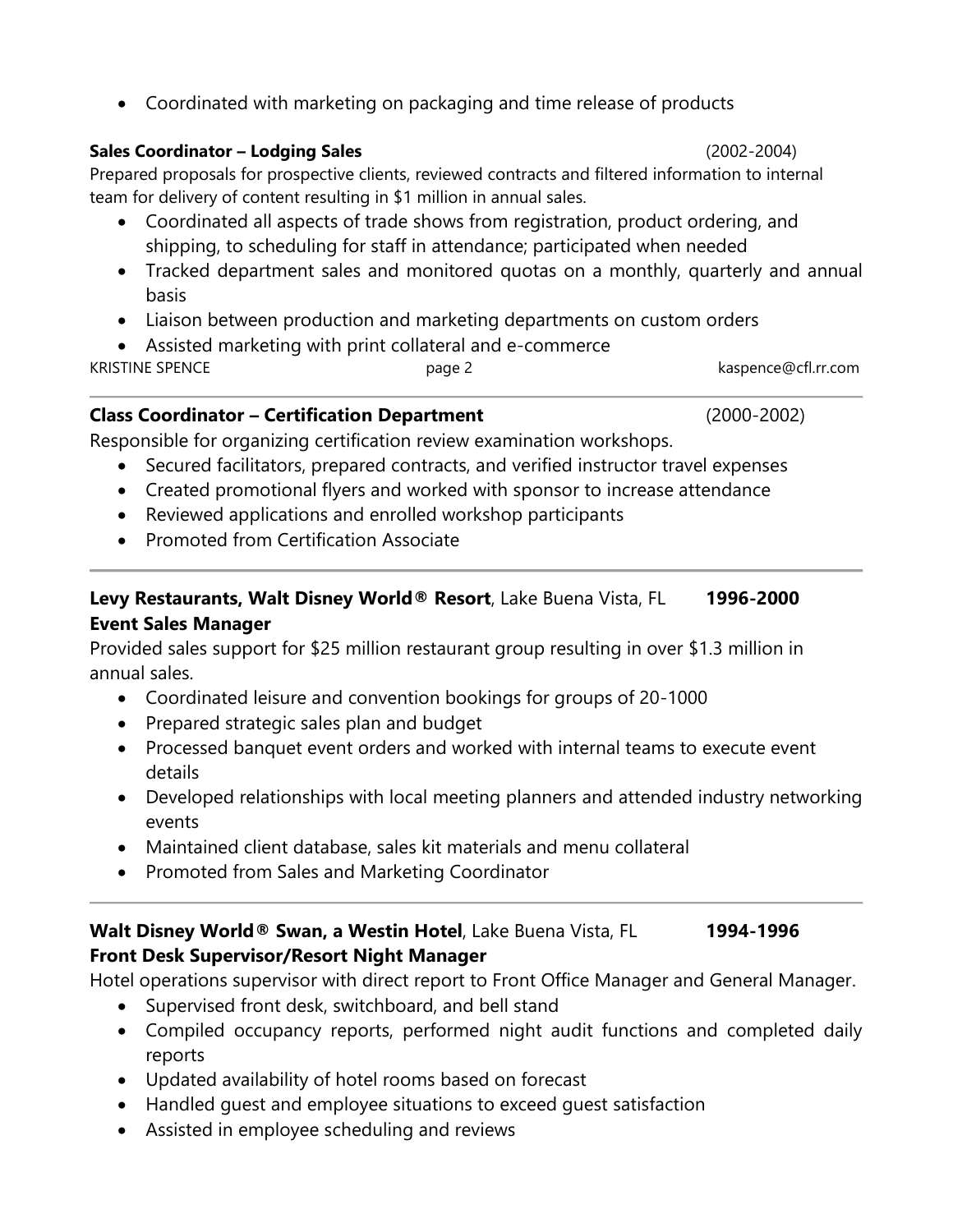- Coordinated with marketing on packaging and time release of products

**Sales Coordinator – Lodging Sales** (2002-2004)

Prepared proposals for prospective clients, reviewed contracts and filtered information to internal team for delivery of content resulting in $1 million in annual sales.

- Coordinated all aspects of trade shows from registration, product ordering, and shipping, to scheduling for staff in attendance; participated when needed
- Tracked department sales and monitored quotas on a monthly, quarterly and annual basis
- Liaison between production and marketing departments on custom orders
- Assisted marketing with print collateral and e-commerce

---

**Class Coordinator – Certification Department** (2000-2002)

Responsible for organizing certification review examination workshops.

- Secured facilitators, prepared contracts, and verified instructor travel expenses
- Created promotional flyers and worked with sponsor to increase attendance
- Reviewed applications and enrolled workshop participants
- Promoted from Certification Associate

---

**Levy Restaurants, Walt Disney World® Resort**, Lake Buena Vista, FL **1996-2000**
**Event Sales Manager**

Provided sales support for $25 million restaurant group resulting in over $1.3 million in annual sales.

- Coordinated leisure and convention bookings for groups of 20-1000
- Prepared strategic sales plan and budget
- Processed banquet event orders and worked with internal teams to execute event details
- Developed relationships with local meeting planners and attended industry networking events
- Maintained client database, sales kit materials and menu collateral
- Promoted from Sales and Marketing Coordinator

---

**Walt Disney World® Swan, a Westin Hotel**, Lake Buena Vista, FL **1994-1996**
**Front Desk Supervisor/Resort Night Manager**

Hotel operations supervisor with direct report to Front Office Manager and General Manager.

- Supervised front desk, switchboard, and bell stand
- Compiled occupancy reports, performed night audit functions and completed daily reports
- Updated availability of hotel rooms based on forecast
- Handled guest and employee situations to exceed guest satisfaction
- Assisted in employee scheduling and reviews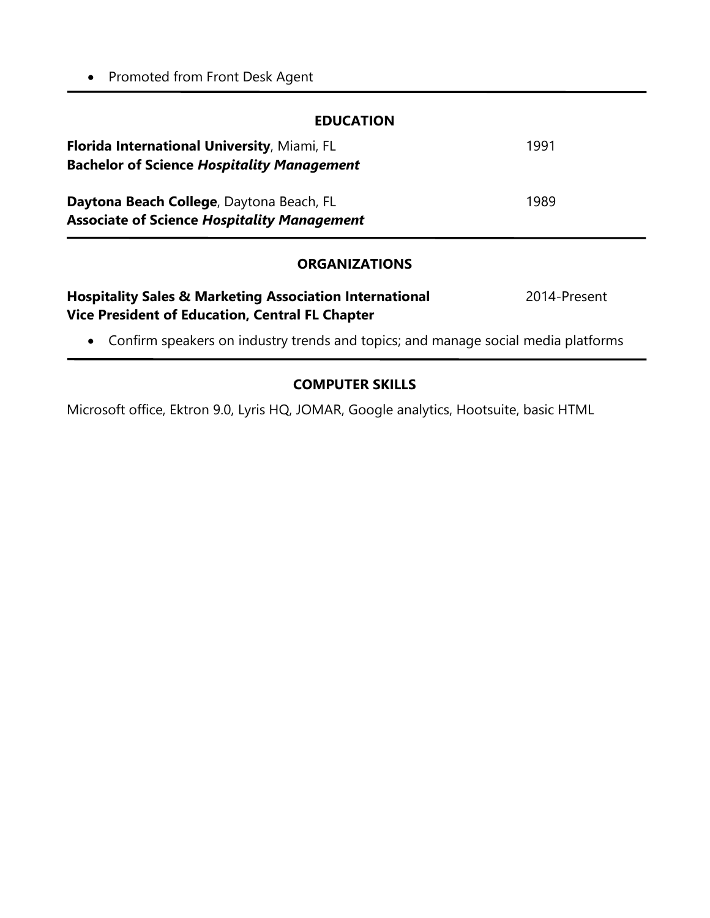- Promoted from Front Desk Agent

## EDUCATION

**Florida International University**, Miami, FL 1991
**Bachelor of Science *Hospitality Management***

**Daytona Beach College**, Daytona Beach, FL 1989
**Associate of Science *Hospitality Management***

## ORGANIZATIONS

**Hospitality Sales & Marketing Association International** 2014-Present
**Vice President of Education, Central FL Chapter**

- Confirm speakers on industry trends and topics; and manage social media platforms

## COMPUTER SKILLS

Microsoft office, Ektron 9.0, Lyris HQ, JOMAR, Google analytics, Hootsuite, basic HTML